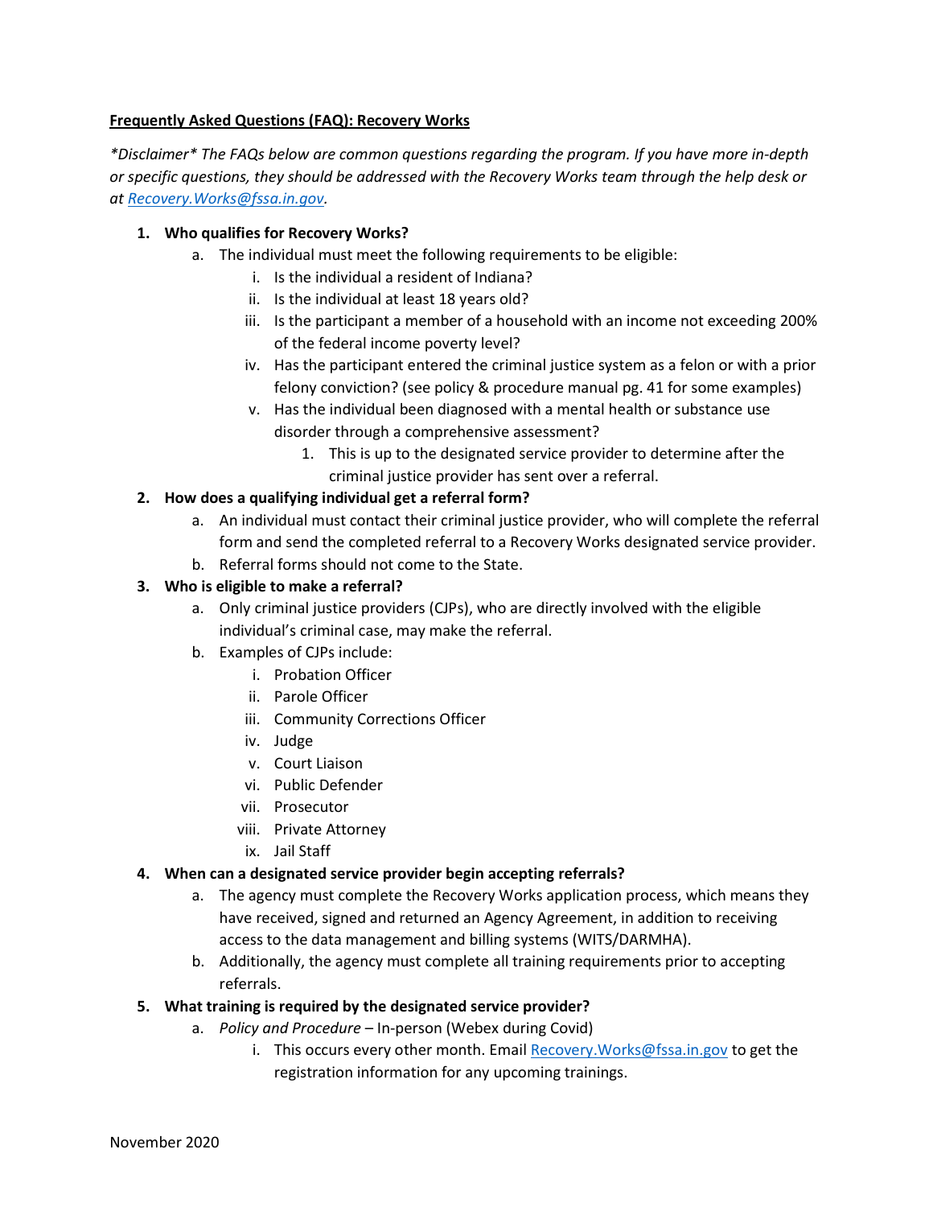**Frequently Asked Questions (FAQ): Recovery Works**

*\*Disclaimer\* The FAQs below are common questions regarding the program. If you have more in-depth or specific questions, they should be addressed with the Recovery Works team through the help desk or at Recovery.Works@fssa.in.gov.*

1. **Who qualifies for Recovery Works?**
   a. The individual must meet the following requirements to be eligible:
      i. Is the individual a resident of Indiana?
      ii. Is the individual at least 18 years old?
      iii. Is the participant a member of a household with an income not exceeding 200% of the federal income poverty level?
      iv. Has the participant entered the criminal justice system as a felon or with a prior felony conviction? (see policy & procedure manual pg. 41 for some examples)
      v. Has the individual been diagnosed with a mental health or substance use disorder through a comprehensive assessment?
         1. This is up to the designated service provider to determine after the criminal justice provider has sent over a referral.
2. **How does a qualifying individual get a referral form?**
   a. An individual must contact their criminal justice provider, who will complete the referral form and send the completed referral to a Recovery Works designated service provider.
   b. Referral forms should not come to the State.
3. **Who is eligible to make a referral?**
   a. Only criminal justice providers (CJPs), who are directly involved with the eligible individual's criminal case, may make the referral.
   b. Examples of CJPs include:
      i. Probation Officer
      ii. Parole Officer
      iii. Community Corrections Officer
      iv. Judge
      v. Court Liaison
      vi. Public Defender
      vii. Prosecutor
      viii. Private Attorney
      ix. Jail Staff
4. **When can a designated service provider begin accepting referrals?**
   a. The agency must complete the Recovery Works application process, which means they have received, signed and returned an Agency Agreement, in addition to receiving access to the data management and billing systems (WITS/DARMHA).
   b. Additionally, the agency must complete all training requirements prior to accepting referrals.
5. **What training is required by the designated service provider?**
   a. *Policy and Procedure* – In-person (Webex during Covid)
      i. This occurs every other month. Email Recovery.Works@fssa.in.gov to get the registration information for any upcoming trainings.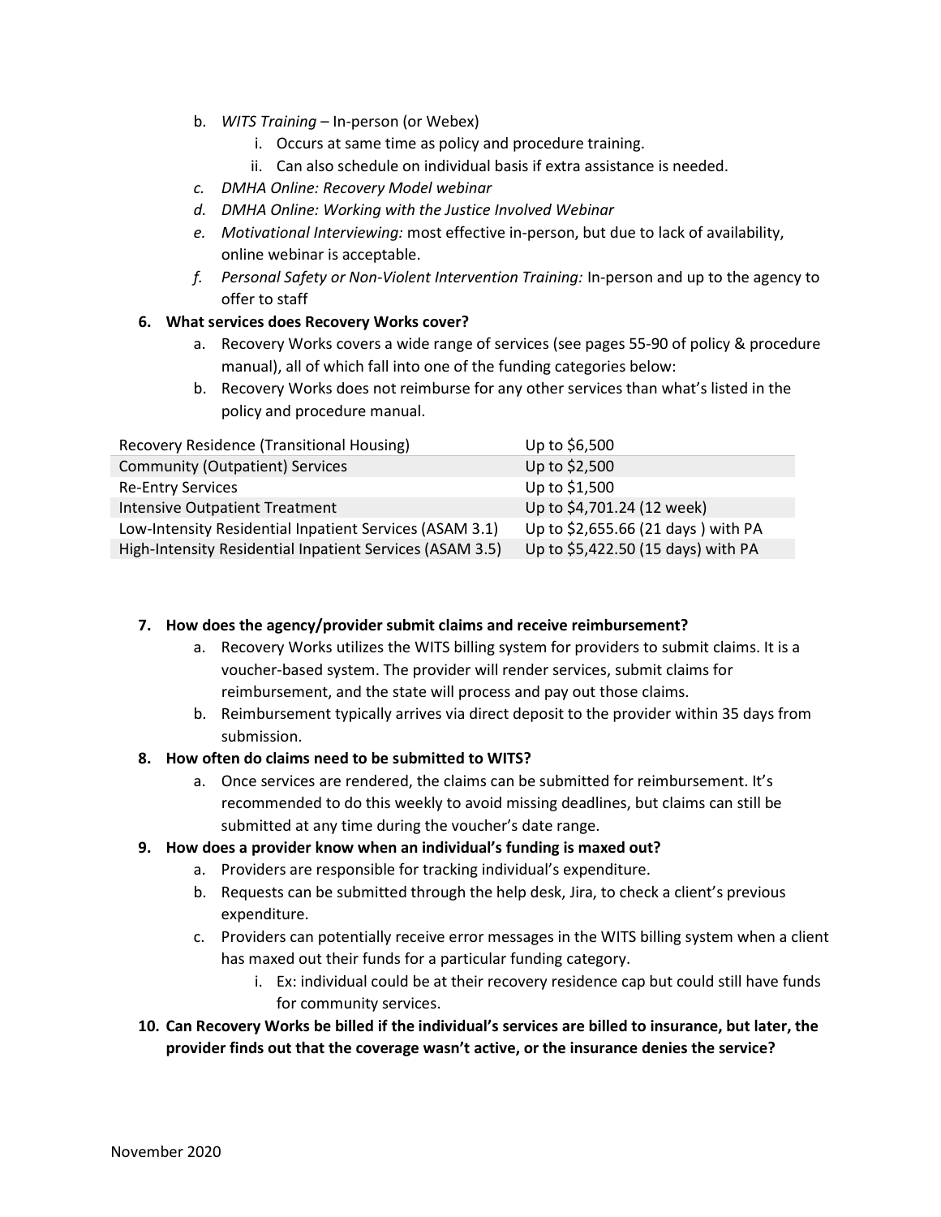b. *WITS Training* – In-person (or Webex)
   i. Occurs at same time as policy and procedure training.
   ii. Can also schedule on individual basis if extra assistance is needed.

c. *DMHA Online: Recovery Model webinar*

d. *DMHA Online: Working with the Justice Involved Webinar*

e. *Motivational Interviewing:* most effective in-person, but due to lack of availability, online webinar is acceptable.

f. *Personal Safety or Non-Violent Intervention Training:* In-person and up to the agency to offer to staff

**6. What services does Recovery Works cover?**

a. Recovery Works covers a wide range of services (see pages 55-90 of policy & procedure manual), all of which fall into one of the funding categories below:

b. Recovery Works does not reimburse for any other services than what's listed in the policy and procedure manual.

| | |
|---|---|
| Recovery Residence (Transitional Housing) | Up to $6,500 |
| Community (Outpatient) Services | Up to $2,500 |
| Re-Entry Services | Up to $1,500 |
| Intensive Outpatient Treatment | Up to $4,701.24 (12 week) |
| Low-Intensity Residential Inpatient Services (ASAM 3.1) | Up to $2,655.66 (21 days ) with PA |
| High-Intensity Residential Inpatient Services (ASAM 3.5) | Up to $5,422.50 (15 days) with PA |

**7. How does the agency/provider submit claims and receive reimbursement?**

a. Recovery Works utilizes the WITS billing system for providers to submit claims. It is a voucher-based system. The provider will render services, submit claims for reimbursement, and the state will process and pay out those claims.

b. Reimbursement typically arrives via direct deposit to the provider within 35 days from submission.

**8. How often do claims need to be submitted to WITS?**

a. Once services are rendered, the claims can be submitted for reimbursement. It's recommended to do this weekly to avoid missing deadlines, but claims can still be submitted at any time during the voucher's date range.

**9. How does a provider know when an individual's funding is maxed out?**

a. Providers are responsible for tracking individual's expenditure.

b. Requests can be submitted through the help desk, Jira, to check a client's previous expenditure.

c. Providers can potentially receive error messages in the WITS billing system when a client has maxed out their funds for a particular funding category.
   i. Ex: individual could be at their recovery residence cap but could still have funds for community services.

**10. Can Recovery Works be billed if the individual's services are billed to insurance, but later, the provider finds out that the coverage wasn't active, or the insurance denies the service?**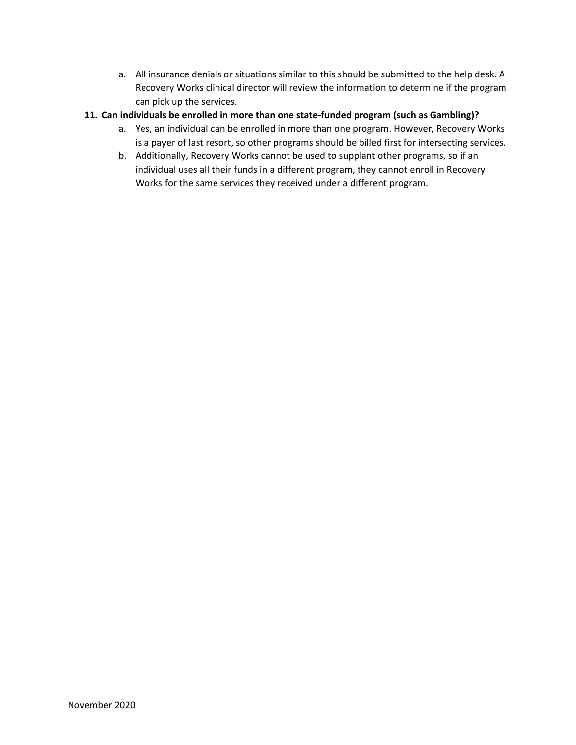a. All insurance denials or situations similar to this should be submitted to the help desk. A Recovery Works clinical director will review the information to determine if the program can pick up the services.

11. **Can individuals be enrolled in more than one state-funded program (such as Gambling)?**
    a. Yes, an individual can be enrolled in more than one program. However, Recovery Works is a payer of last resort, so other programs should be billed first for intersecting services.
    b. Additionally, Recovery Works cannot be used to supplant other programs, so if an individual uses all their funds in a different program, they cannot enroll in Recovery Works for the same services they received under a different program.

November 2020